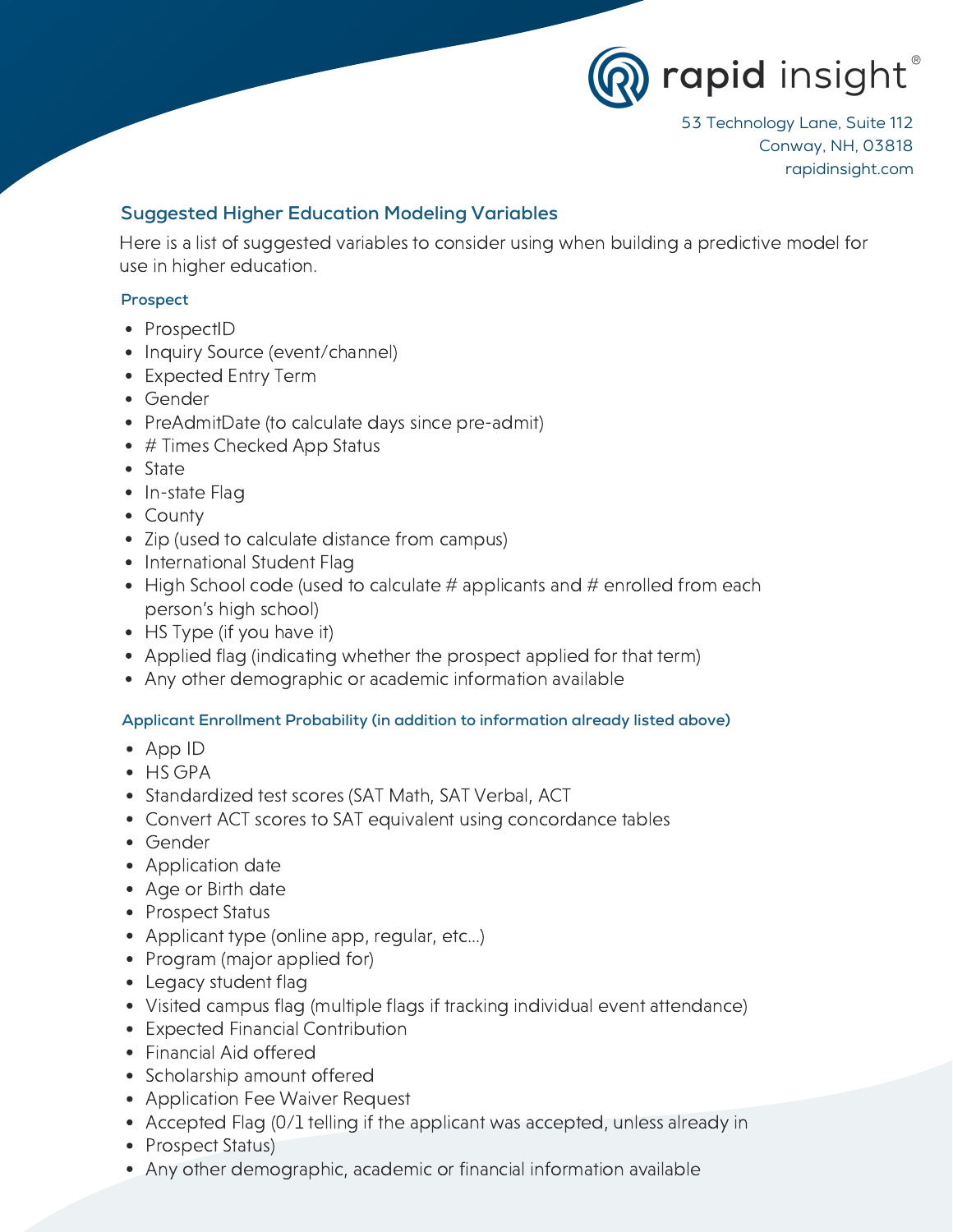rapid insight®

53 Technology Lane, Suite 112
Conway, NH, 03818
rapidinsight.com

## Suggested Higher Education Modeling Variables

Here is a list of suggested variables to consider using when building a predictive model for use in higher education.

### Prospect

- ProspectID
- Inquiry Source (event/channel)
- Expected Entry Term
- Gender
- PreAdmitDate (to calculate days since pre-admit)
- # Times Checked App Status
- State
- In-state Flag
- County
- Zip (used to calculate distance from campus)
- International Student Flag
- High School code (used to calculate # applicants and # enrolled from each person's high school)
- HS Type (if you have it)
- Applied flag (indicating whether the prospect applied for that term)
- Any other demographic or academic information available

### Applicant Enrollment Probability (in addition to information already listed above)

- App ID
- HS GPA
- Standardized test scores (SAT Math, SAT Verbal, ACT
- Convert ACT scores to SAT equivalent using concordance tables
- Gender
- Application date
- Age or Birth date
- Prospect Status
- Applicant type (online app, regular, etc...)
- Program (major applied for)
- Legacy student flag
- Visited campus flag (multiple flags if tracking individual event attendance)
- Expected Financial Contribution
- Financial Aid offered
- Scholarship amount offered
- Application Fee Waiver Request
- Accepted Flag (0/1 telling if the applicant was accepted, unless already in
- Prospect Status)
- Any other demographic, academic or financial information available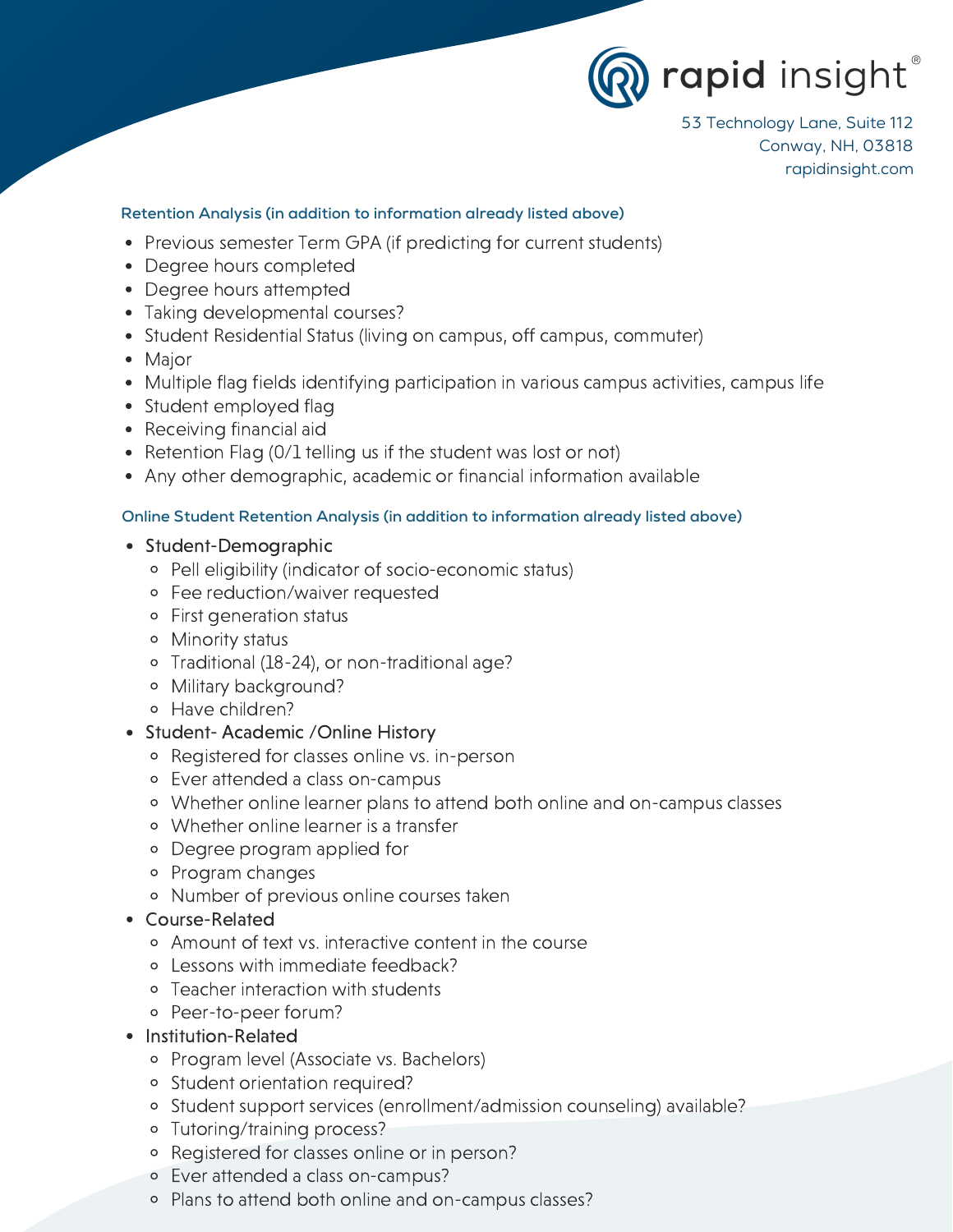### Retention Analysis (in addition to information already listed above)

- Previous semester Term GPA (if predicting for current students)
- Degree hours completed
- Degree hours attempted
- Taking developmental courses?
- Student Residential Status (living on campus, off campus, commuter)
- Major
- Multiple flag fields identifying participation in various campus activities, campus life
- Student employed flag
- Receiving financial aid
- Retention Flag (0/1 telling us if the student was lost or not)
- Any other demographic, academic or financial information available

### Online Student Retention Analysis (in addition to information already listed above)

- Student-Demographic
  - Pell eligibility (indicator of socio-economic status)
  - Fee reduction/waiver requested
  - First generation status
  - Minority status
  - Traditional (18-24), or non-traditional age?
  - Military background?
  - Have children?
- Student- Academic /Online History
  - Registered for classes online vs. in-person
  - Ever attended a class on-campus
  - Whether online learner plans to attend both online and on-campus classes
  - Whether online learner is a transfer
  - Degree program applied for
  - Program changes
  - Number of previous online courses taken
- Course-Related
  - Amount of text vs. interactive content in the course
  - Lessons with immediate feedback?
  - Teacher interaction with students
  - Peer-to-peer forum?
- Institution-Related
  - Program level (Associate vs. Bachelors)
  - Student orientation required?
  - Student support services (enrollment/admission counseling) available?
  - Tutoring/training process?
  - Registered for classes online or in person?
  - Ever attended a class on-campus?
  - Plans to attend both online and on-campus classes?